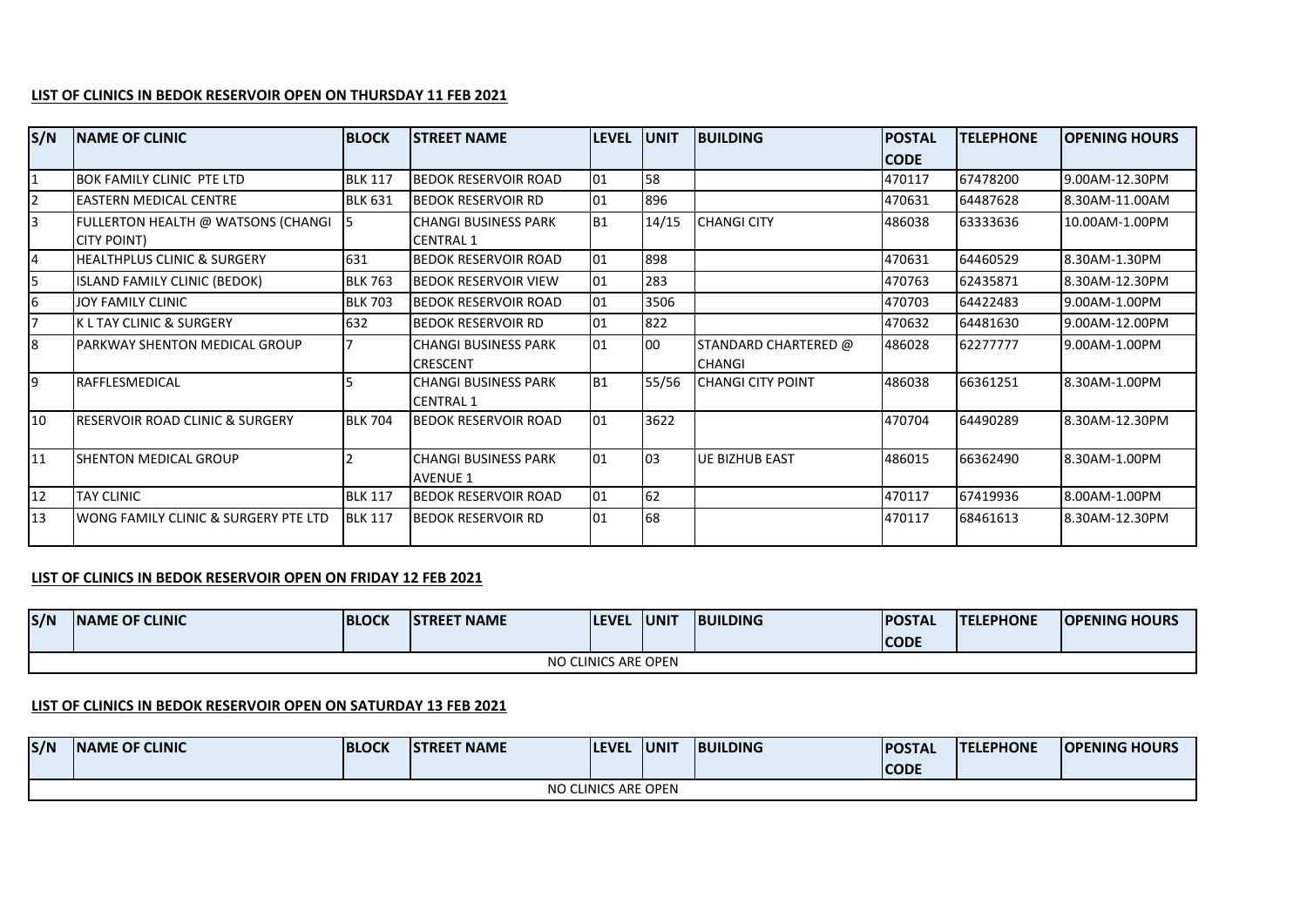**LIST OF CLINICS IN BEDOK RESERVOIR OPEN ON THURSDAY 11 FEB 2021**

| S/N | NAME OF CLINIC | BLOCK | STREET NAME | LEVEL | UNIT | BUILDING | POSTAL CODE | TELEPHONE | OPENING HOURS |
|---|---|---|---|---|---|---|---|---|---|
| 1 | BOK FAMILY CLINIC PTE LTD | BLK 117 | BEDOK RESERVOIR ROAD | 01 | 58 | | 470117 | 67478200 | 9.00AM-12.30PM |
| 2 | EASTERN MEDICAL CENTRE | BLK 631 | BEDOK RESERVOIR RD | 01 | 896 | | 470631 | 64487628 | 8.30AM-11.00AM |
| 3 | FULLERTON HEALTH @ WATSONS (CHANGI CITY POINT) | 5 | CHANGI BUSINESS PARK CENTRAL 1 | B1 | 14/15 | CHANGI CITY | 486038 | 63333636 | 10.00AM-1.00PM |
| 4 | HEALTHPLUS CLINIC & SURGERY | 631 | BEDOK RESERVOIR ROAD | 01 | 898 | | 470631 | 64460529 | 8.30AM-1.30PM |
| 5 | ISLAND FAMILY CLINIC (BEDOK) | BLK 763 | BEDOK RESERVOIR VIEW | 01 | 283 | | 470763 | 62435871 | 8.30AM-12.30PM |
| 6 | JOY FAMILY CLINIC | BLK 703 | BEDOK RESERVOIR ROAD | 01 | 3506 | | 470703 | 64422483 | 9.00AM-1.00PM |
| 7 | K L TAY CLINIC & SURGERY | 632 | BEDOK RESERVOIR RD | 01 | 822 | | 470632 | 64481630 | 9.00AM-12.00PM |
| 8 | PARKWAY SHENTON MEDICAL GROUP | 7 | CHANGI BUSINESS PARK CRESCENT | 01 | 00 | STANDARD CHARTERED @ CHANGI | 486028 | 62277777 | 9.00AM-1.00PM |
| 9 | RAFFLESMEDICAL | 5 | CHANGI BUSINESS PARK CENTRAL 1 | B1 | 55/56 | CHANGI CITY POINT | 486038 | 66361251 | 8.30AM-1.00PM |
| 10 | RESERVOIR ROAD CLINIC & SURGERY | BLK 704 | BEDOK RESERVOIR ROAD | 01 | 3622 | | 470704 | 64490289 | 8.30AM-12.30PM |
| 11 | SHENTON MEDICAL GROUP | 2 | CHANGI BUSINESS PARK AVENUE 1 | 01 | 03 | UE BIZHUB EAST | 486015 | 66362490 | 8.30AM-1.00PM |
| 12 | TAY CLINIC | BLK 117 | BEDOK RESERVOIR ROAD | 01 | 62 | | 470117 | 67419936 | 8.00AM-1.00PM |
| 13 | WONG FAMILY CLINIC & SURGERY PTE LTD | BLK 117 | BEDOK RESERVOIR RD | 01 | 68 | | 470117 | 68461613 | 8.30AM-12.30PM |

**LIST OF CLINICS IN BEDOK RESERVOIR OPEN ON FRIDAY 12 FEB 2021**

| S/N | NAME OF CLINIC | BLOCK | STREET NAME | LEVEL | UNIT | BUILDING | POSTAL CODE | TELEPHONE | OPENING HOURS |
|---|---|---|---|---|---|---|---|---|---|
| NO CLINICS ARE OPEN | | | | | | | | | |

**LIST OF CLINICS IN BEDOK RESERVOIR OPEN ON SATURDAY 13 FEB 2021**

| S/N | NAME OF CLINIC | BLOCK | STREET NAME | LEVEL | UNIT | BUILDING | POSTAL CODE | TELEPHONE | OPENING HOURS |
|---|---|---|---|---|---|---|---|---|---|
| NO CLINICS ARE OPEN | | | | | | | | | |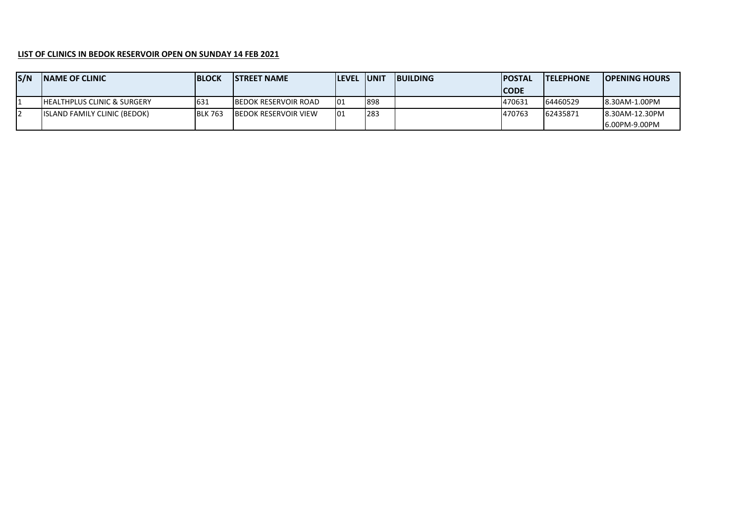**LIST OF CLINICS IN BEDOK RESERVOIR OPEN ON SUNDAY 14 FEB 2021**

| S/N | NAME OF CLINIC | BLOCK | STREET NAME | LEVEL | UNIT | BUILDING | POSTAL CODE | TELEPHONE | OPENING HOURS |
|---|---|---|---|---|---|---|---|---|---|
| 1 | HEALTHPLUS CLINIC & SURGERY | 631 | BEDOK RESERVOIR ROAD | 01 | 898 | | 470631 | 64460529 | 8.30AM-1.00PM |
| 2 | ISLAND FAMILY CLINIC (BEDOK) | BLK 763 | BEDOK RESERVOIR VIEW | 01 | 283 | | 470763 | 62435871 | 8.30AM-12.30PM<br>6.00PM-9.00PM |